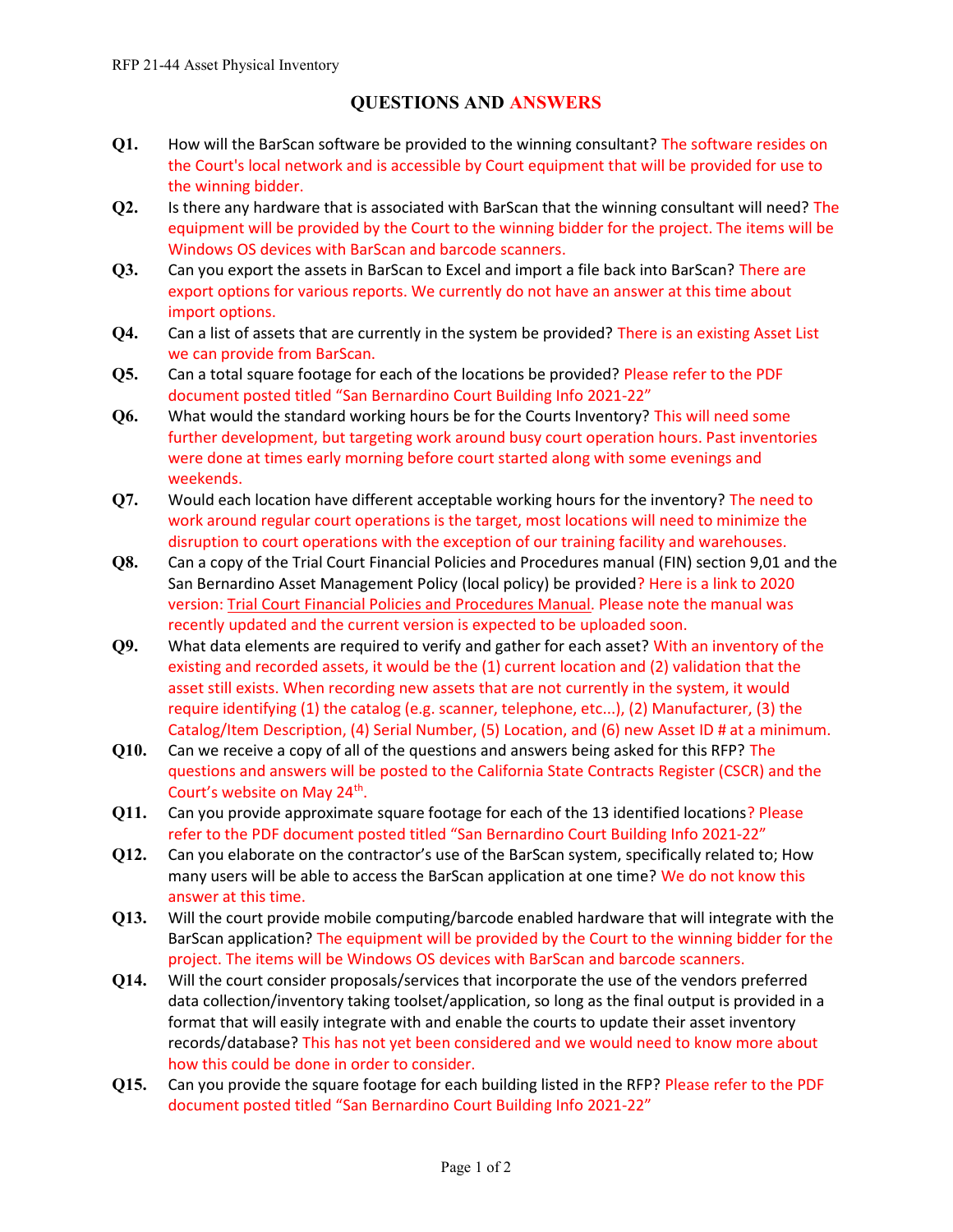# QUESTIONS AND ANSWERS

**Q1.** How will the BarScan software be provided to the winning consultant? The software resides on the Court's local network and is accessible by Court equipment that will be provided for use to the winning bidder.

**Q2.** Is there any hardware that is associated with BarScan that the winning consultant will need? The equipment will be provided by the Court to the winning bidder for the project. The items will be Windows OS devices with BarScan and barcode scanners.

**Q3.** Can you export the assets in BarScan to Excel and import a file back into BarScan? There are export options for various reports. We currently do not have an answer at this time about import options.

**Q4.** Can a list of assets that are currently in the system be provided? There is an existing Asset List we can provide from BarScan.

**Q5.** Can a total square footage for each of the locations be provided? Please refer to the PDF document posted titled "San Bernardino Court Building Info 2021-22"

**Q6.** What would the standard working hours be for the Courts Inventory? This will need some further development, but targeting work around busy court operation hours. Past inventories were done at times early morning before court started along with some evenings and weekends.

**Q7.** Would each location have different acceptable working hours for the inventory? The need to work around regular court operations is the target, most locations will need to minimize the disruption to court operations with the exception of our training facility and warehouses.

**Q8.** Can a copy of the Trial Court Financial Policies and Procedures manual (FIN) section 9,01 and the San Bernardino Asset Management Policy (local policy) be provided? Here is a link to 2020 version: Trial Court Financial Policies and Procedures Manual. Please note the manual was recently updated and the current version is expected to be uploaded soon.

**Q9.** What data elements are required to verify and gather for each asset? With an inventory of the existing and recorded assets, it would be the (1) current location and (2) validation that the asset still exists. When recording new assets that are not currently in the system, it would require identifying (1) the catalog (e.g. scanner, telephone, etc...), (2) Manufacturer, (3) the Catalog/Item Description, (4) Serial Number, (5) Location, and (6) new Asset ID # at a minimum.

**Q10.** Can we receive a copy of all of the questions and answers being asked for this RFP? The questions and answers will be posted to the California State Contracts Register (CSCR) and the Court's website on May 24th.

**Q11.** Can you provide approximate square footage for each of the 13 identified locations? Please refer to the PDF document posted titled "San Bernardino Court Building Info 2021-22"

**Q12.** Can you elaborate on the contractor's use of the BarScan system, specifically related to; How many users will be able to access the BarScan application at one time? We do not know this answer at this time.

**Q13.** Will the court provide mobile computing/barcode enabled hardware that will integrate with the BarScan application? The equipment will be provided by the Court to the winning bidder for the project. The items will be Windows OS devices with BarScan and barcode scanners.

**Q14.** Will the court consider proposals/services that incorporate the use of the vendors preferred data collection/inventory taking toolset/application, so long as the final output is provided in a format that will easily integrate with and enable the courts to update their asset inventory records/database? This has not yet been considered and we would need to know more about how this could be done in order to consider.

**Q15.** Can you provide the square footage for each building listed in the RFP? Please refer to the PDF document posted titled "San Bernardino Court Building Info 2021-22"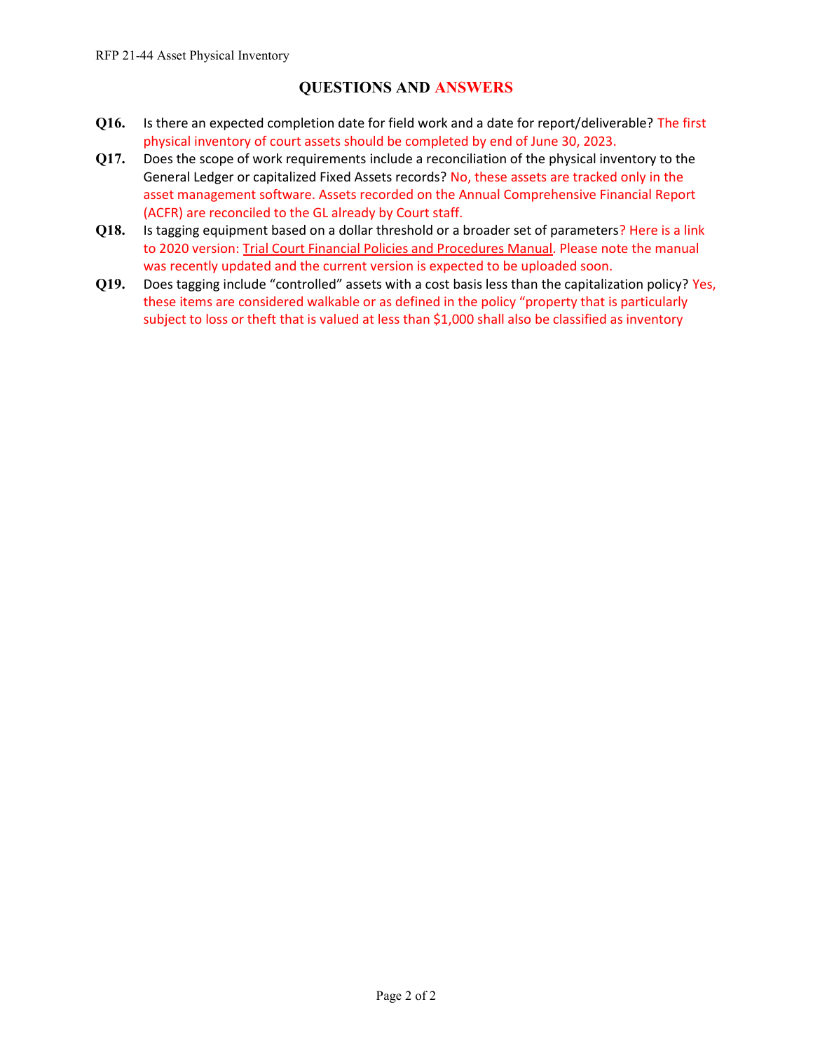## QUESTIONS AND ANSWERS

**Q16.** Is there an expected completion date for field work and a date for report/deliverable? The first physical inventory of court assets should be completed by end of June 30, 2023.

**Q17.** Does the scope of work requirements include a reconciliation of the physical inventory to the General Ledger or capitalized Fixed Assets records? No, these assets are tracked only in the asset management software. Assets recorded on the Annual Comprehensive Financial Report (ACFR) are reconciled to the GL already by Court staff.

**Q18.** Is tagging equipment based on a dollar threshold or a broader set of parameters? Here is a link to 2020 version: Trial Court Financial Policies and Procedures Manual. Please note the manual was recently updated and the current version is expected to be uploaded soon.

**Q19.** Does tagging include "controlled" assets with a cost basis less than the capitalization policy? Yes, these items are considered walkable or as defined in the policy "property that is particularly subject to loss or theft that is valued at less than $1,000 shall also be classified as inventory